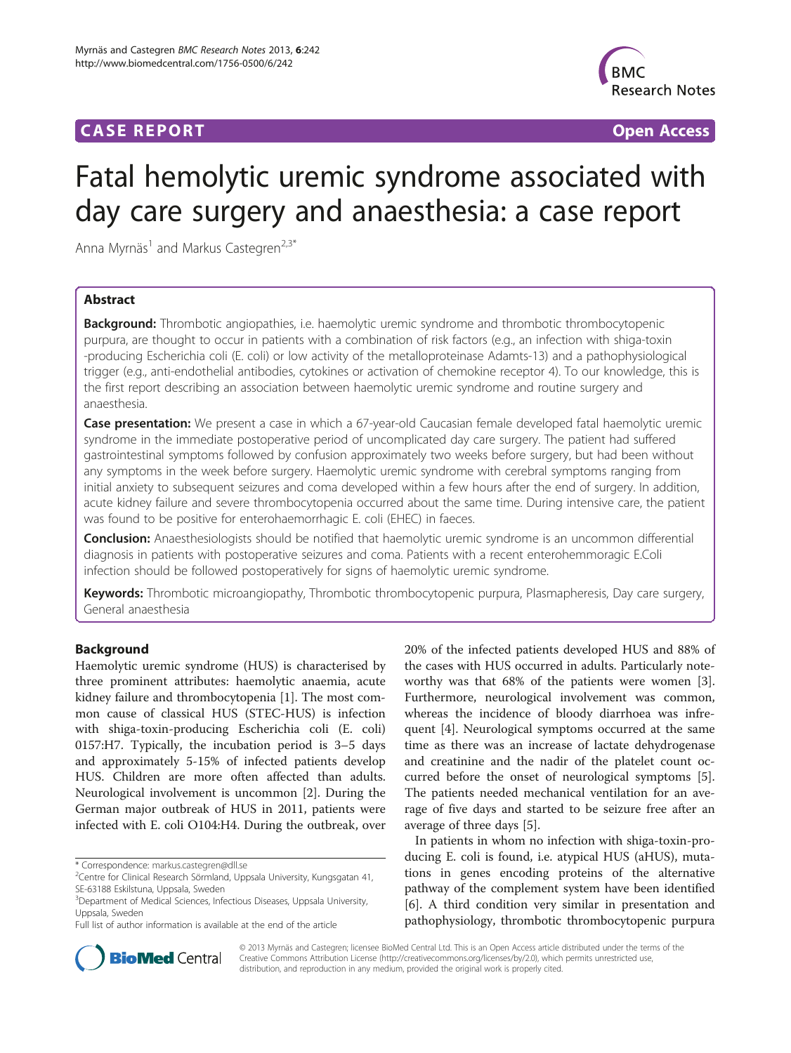CASE REPORT Open Access

# Fatal hemolytic uremic syndrome associated with day care surgery and anaesthesia: a case report

Anna Myrnäs[1] and Markus Castegren[2,3*]

## Abstract

**Background:** Thrombotic angiopathies, i.e. haemolytic uremic syndrome and thrombotic thrombocytopenic purpura, are thought to occur in patients with a combination of risk factors (e.g., an infection with shiga-toxin -producing Escherichia coli (E. coli) or low activity of the metalloproteinase Adamts-13) and a pathophysiological trigger (e.g., anti-endothelial antibodies, cytokines or activation of chemokine receptor 4). To our knowledge, this is the first report describing an association between haemolytic uremic syndrome and routine surgery and anaesthesia.

**Case presentation:** We present a case in which a 67-year-old Caucasian female developed fatal haemolytic uremic syndrome in the immediate postoperative period of uncomplicated day care surgery. The patient had suffered gastrointestinal symptoms followed by confusion approximately two weeks before surgery, but had been without any symptoms in the week before surgery. Haemolytic uremic syndrome with cerebral symptoms ranging from initial anxiety to subsequent seizures and coma developed within a few hours after the end of surgery. In addition, acute kidney failure and severe thrombocytopenia occurred about the same time. During intensive care, the patient was found to be positive for enterohaemorrhagic E. coli (EHEC) in faeces.

**Conclusion:** Anaesthesiologists should be notified that haemolytic uremic syndrome is an uncommon differential diagnosis in patients with postoperative seizures and coma. Patients with a recent enterohemmoragic E.Coli infection should be followed postoperatively for signs of haemolytic uremic syndrome.

**Keywords:** Thrombotic microangiopathy, Thrombotic thrombocytopenic purpura, Plasmapheresis, Day care surgery, General anaesthesia

## Background

Haemolytic uremic syndrome (HUS) is characterised by three prominent attributes: haemolytic anaemia, acute kidney failure and thrombocytopenia [1]. The most common cause of classical HUS (STEC-HUS) is infection with shiga-toxin-producing Escherichia coli (E. coli) 0157:H7. Typically, the incubation period is 3–5 days and approximately 5-15% of infected patients develop HUS. Children are more often affected than adults. Neurological involvement is uncommon [2]. During the German major outbreak of HUS in 2011, patients were infected with E. coli O104:H4. During the outbreak, over 20% of the infected patients developed HUS and 88% of the cases with HUS occurred in adults. Particularly noteworthy was that 68% of the patients were women [3]. Furthermore, neurological involvement was common, whereas the incidence of bloody diarrhoea was infrequent [4]. Neurological symptoms occurred at the same time as there was an increase of lactate dehydrogenase and creatinine and the nadir of the platelet count occurred before the onset of neurological symptoms [5]. The patients needed mechanical ventilation for an average of five days and started to be seizure free after an average of three days [5].

In patients in whom no infection with shiga-toxin-producing E. coli is found, i.e. atypical HUS (aHUS), mutations in genes encoding proteins of the alternative pathway of the complement system have been identified [6]. A third condition very similar in presentation and pathophysiology, thrombotic thrombocytopenic purpura

\* Correspondence: markus.castegren@dll.se
[2]Centre for Clinical Research Sörmland, Uppsala University, Kungsgatan 41, SE-63188 Eskilstuna, Uppsala, Sweden
[3]Department of Medical Sciences, Infectious Diseases, Uppsala University, Uppsala, Sweden
Full list of author information is available at the end of the article

© 2013 Myrnäs and Castegren; licensee BioMed Central Ltd. This is an Open Access article distributed under the terms of the Creative Commons Attribution License (http://creativecommons.org/licenses/by/2.0), which permits unrestricted use, distribution, and reproduction in any medium, provided the original work is properly cited.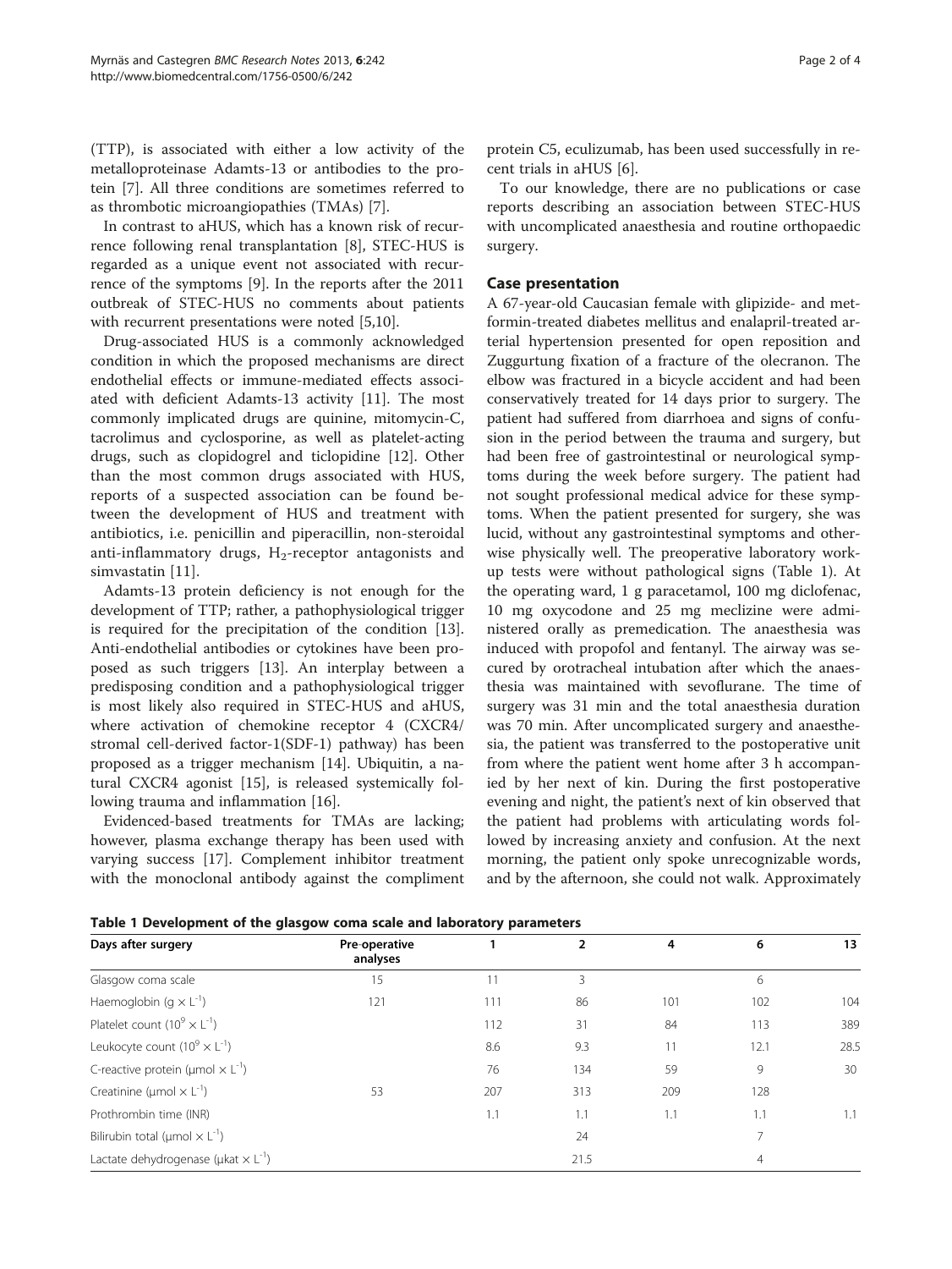(TTP), is associated with either a low activity of the metalloproteinase Adamts-13 or antibodies to the protein [7]. All three conditions are sometimes referred to as thrombotic microangiopathies (TMAs) [7].

In contrast to aHUS, which has a known risk of recurrence following renal transplantation [8], STEC-HUS is regarded as a unique event not associated with recurrence of the symptoms [9]. In the reports after the 2011 outbreak of STEC-HUS no comments about patients with recurrent presentations were noted [5,10].

Drug-associated HUS is a commonly acknowledged condition in which the proposed mechanisms are direct endothelial effects or immune-mediated effects associated with deficient Adamts-13 activity [11]. The most commonly implicated drugs are quinine, mitomycin-C, tacrolimus and cyclosporine, as well as platelet-acting drugs, such as clopidogrel and ticlopidine [12]. Other than the most common drugs associated with HUS, reports of a suspected association can be found between the development of HUS and treatment with antibiotics, i.e. penicillin and piperacillin, non-steroidal anti-inflammatory drugs, $H_2$-receptor antagonists and simvastatin [11].

Adamts-13 protein deficiency is not enough for the development of TTP; rather, a pathophysiological trigger is required for the precipitation of the condition [13]. Anti-endothelial antibodies or cytokines have been proposed as such triggers [13]. An interplay between a predisposing condition and a pathophysiological trigger is most likely also required in STEC-HUS and aHUS, where activation of chemokine receptor 4 (CXCR4/stromal cell-derived factor-1(SDF-1) pathway) has been proposed as a trigger mechanism [14]. Ubiquitin, a natural CXCR4 agonist [15], is released systemically following trauma and inflammation [16].

Evidenced-based treatments for TMAs are lacking; however, plasma exchange therapy has been used with varying success [17]. Complement inhibitor treatment with the monoclonal antibody against the compliment protein C5, eculizumab, has been used successfully in recent trials in aHUS [6].

To our knowledge, there are no publications or case reports describing an association between STEC-HUS with uncomplicated anaesthesia and routine orthopaedic surgery.

## Case presentation

A 67-year-old Caucasian female with glipizide- and metformin-treated diabetes mellitus and enalapril-treated arterial hypertension presented for open reposition and Zuggurtung fixation of a fracture of the olecranon. The elbow was fractured in a bicycle accident and had been conservatively treated for 14 days prior to surgery. The patient had suffered from diarrhoea and signs of confusion in the period between the trauma and surgery, but had been free of gastrointestinal or neurological symptoms during the week before surgery. The patient had not sought professional medical advice for these symptoms. When the patient presented for surgery, she was lucid, without any gastrointestinal symptoms and otherwise physically well. The preoperative laboratory workup tests were without pathological signs (Table 1). At the operating ward, 1 g paracetamol, 100 mg diclofenac, 10 mg oxycodone and 25 mg meclizine were administered orally as premedication. The anaesthesia was induced with propofol and fentanyl. The airway was secured by orotracheal intubation after which the anaesthesia was maintained with sevoflurane. The time of surgery was 31 min and the total anaesthesia duration was 70 min. After uncomplicated surgery and anaesthesia, the patient was transferred to the postoperative unit from where the patient went home after 3 h accompanied by her next of kin. During the first postoperative evening and night, the patient's next of kin observed that the patient had problems with articulating words followed by increasing anxiety and confusion. At the next morning, the patient only spoke unrecognizable words, and by the afternoon, she could not walk. Approximately

**Table 1 Development of the glasgow coma scale and laboratory parameters**

| Days after surgery | Pre-operative analyses | 1 | 2 | 4 | 6 | 13 |
|---|---|---|---|---|---|---|
| Glasgow coma scale | 15 | 11 | 3 | | 6 | |
| Haemoglobin ($g \times L^{-1}$) | 121 | 111 | 86 | 101 | 102 | 104 |
| Platelet count ($10^9 \times L^{-1}$) | | 112 | 31 | 84 | 113 | 389 |
| Leukocyte count ($10^9 \times L^{-1}$) | | 8.6 | 9.3 | 11 | 12.1 | 28.5 |
| C-reactive protein ($\mu mol \times L^{-1}$) | | 76 | 134 | 59 | 9 | 30 |
| Creatinine ($\mu mol \times L^{-1}$) | 53 | 207 | 313 | 209 | 128 | |
| Prothrombin time (INR) | | 1.1 | 1.1 | 1.1 | 1.1 | 1.1 |
| Bilirubin total ($\mu mol \times L^{-1}$) | | | 24 | | 7 | |
| Lactate dehydrogenase ($\mu kat \times L^{-1}$) | | | 21.5 | | 4 | |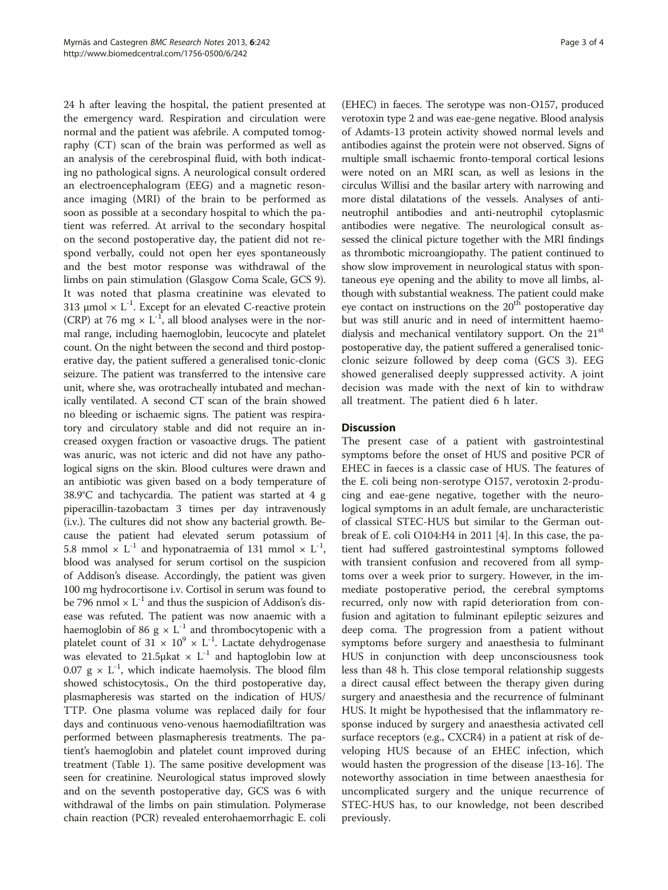24 h after leaving the hospital, the patient presented at the emergency ward. Respiration and circulation were normal and the patient was afebrile. A computed tomography (CT) scan of the brain was performed as well as an analysis of the cerebrospinal fluid, with both indicating no pathological signs. A neurological consult ordered an electroencephalogram (EEG) and a magnetic resonance imaging (MRI) of the brain to be performed as soon as possible at a secondary hospital to which the patient was referred. At arrival to the secondary hospital on the second postoperative day, the patient did not respond verbally, could not open her eyes spontaneously and the best motor response was withdrawal of the limbs on pain stimulation (Glasgow Coma Scale, GCS 9). It was noted that plasma creatinine was elevated to 313 μmol × $L^{-1}$. Except for an elevated C-reactive protein (CRP) at 76 mg × $L^{-1}$, all blood analyses were in the normal range, including haemoglobin, leucocyte and platelet count. On the night between the second and third postoperative day, the patient suffered a generalised tonic-clonic seizure. The patient was transferred to the intensive care unit, where she, was orotracheally intubated and mechanically ventilated. A second CT scan of the brain showed no bleeding or ischaemic signs. The patient was respiratory and circulatory stable and did not require an increased oxygen fraction or vasoactive drugs. The patient was anuric, was not icteric and did not have any pathological signs on the skin. Blood cultures were drawn and an antibiotic was given based on a body temperature of 38.9°C and tachycardia. The patient was started at 4 g piperacillin-tazobactam 3 times per day intravenously (i.v.). The cultures did not show any bacterial growth. Because the patient had elevated serum potassium of 5.8 mmol × $L^{-1}$ and hyponatraemia of 131 mmol × $L^{-1}$, blood was analysed for serum cortisol on the suspicion of Addison's disease. Accordingly, the patient was given 100 mg hydrocortisone i.v. Cortisol in serum was found to be 796 nmol × $L^{-1}$ and thus the suspicion of Addison's disease was refuted. The patient was now anaemic with a haemoglobin of 86 g × $L^{-1}$ and thrombocytopenic with a platelet count of 31 × $10^9$ × $L^{-1}$. Lactate dehydrogenase was elevated to 21.5μkat × $L^{-1}$ and haptoglobin low at 0.07 g × $L^{-1}$, which indicate haemolysis. The blood film showed schistocytosis., On the third postoperative day, plasmapheresis was started on the indication of HUS/TTP. One plasma volume was replaced daily for four days and continuous veno-venous haemodiafiltration was performed between plasmapheresis treatments. The patient's haemoglobin and platelet count improved during treatment (Table 1). The same positive development was seen for creatinine. Neurological status improved slowly and on the seventh postoperative day, GCS was 6 with withdrawal of the limbs on pain stimulation. Polymerase chain reaction (PCR) revealed enterohaemorrhagic E. coli (EHEC) in faeces. The serotype was non-O157, produced verotoxin type 2 and was eae-gene negative. Blood analysis of Adamts-13 protein activity showed normal levels and antibodies against the protein were not observed. Signs of multiple small ischaemic fronto-temporal cortical lesions were noted on an MRI scan, as well as lesions in the circulus Willisi and the basilar artery with narrowing and more distal dilatations of the vessels. Analyses of anti-neutrophil antibodies and anti-neutrophil cytoplasmic antibodies were negative. The neurological consult assessed the clinical picture together with the MRI findings as thrombotic microangiopathy. The patient continued to show slow improvement in neurological status with spontaneous eye opening and the ability to move all limbs, although with substantial weakness. The patient could make eye contact on instructions on the 20[th] postoperative day but was still anuric and in need of intermittent haemodialysis and mechanical ventilatory support. On the 21[st] postoperative day, the patient suffered a generalised tonic-clonic seizure followed by deep coma (GCS 3). EEG showed generalised deeply suppressed activity. A joint decision was made with the next of kin to withdraw all treatment. The patient died 6 h later.

## Discussion

The present case of a patient with gastrointestinal symptoms before the onset of HUS and positive PCR of EHEC in faeces is a classic case of HUS. The features of the E. coli being non-serotype O157, verotoxin 2-producing and eae-gene negative, together with the neurological symptoms in an adult female, are uncharacteristic of classical STEC-HUS but similar to the German outbreak of E. coli O104:H4 in 2011 [4]. In this case, the patient had suffered gastrointestinal symptoms followed with transient confusion and recovered from all symptoms over a week prior to surgery. However, in the immediate postoperative period, the cerebral symptoms recurred, only now with rapid deterioration from confusion and agitation to fulminant epileptic seizures and deep coma. The progression from a patient without symptoms before surgery and anaesthesia to fulminant HUS in conjunction with deep unconsciousness took less than 48 h. This close temporal relationship suggests a direct causal effect between the therapy given during surgery and anaesthesia and the recurrence of fulminant HUS. It might be hypothesised that the inflammatory response induced by surgery and anaesthesia activated cell surface receptors (e.g., CXCR4) in a patient at risk of developing HUS because of an EHEC infection, which would hasten the progression of the disease [13-16]. The noteworthy association in time between anaesthesia for uncomplicated surgery and the unique recurrence of STEC-HUS has, to our knowledge, not been described previously.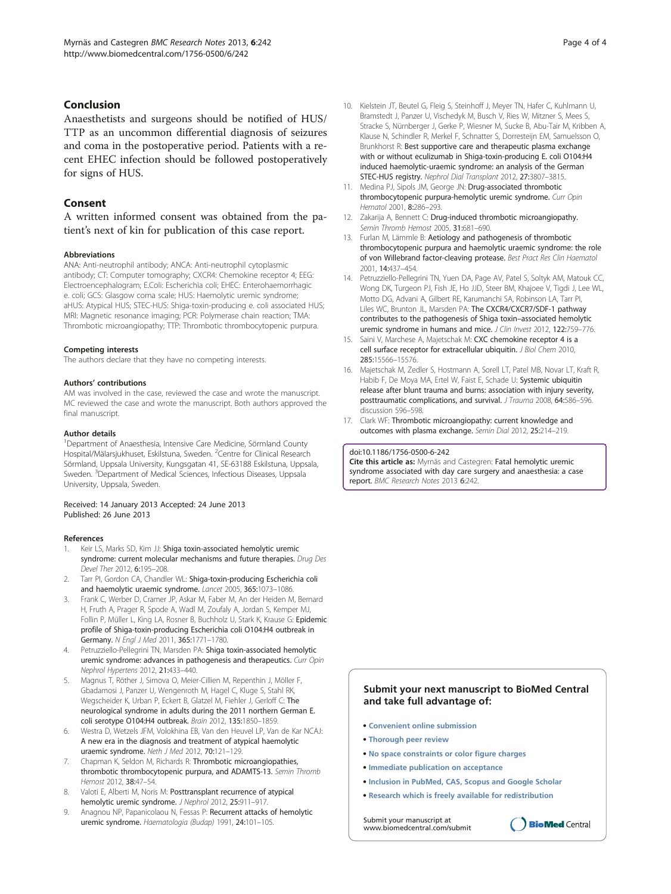## Conclusion

Anaesthetists and surgeons should be notified of HUS/TTP as an uncommon differential diagnosis of seizures and coma in the postoperative period. Patients with a recent EHEC infection should be followed postoperatively for signs of HUS.

## Consent

A written informed consent was obtained from the patient's next of kin for publication of this case report.

#### Abbreviations

ANA: Anti-neutrophil antibody; ANCA: Anti-neutrophil cytoplasmic antibody; CT: Computer tomography; CXCR4: Chemokine receptor 4; EEG: Electroencephalogram; E.Coli: Escherichia coli; EHEC: Enterohaemorrhagic e. coli; GCS: Glasgow coma scale; HUS: Haemolytic uremic syndrome; aHUS: Atypical HUS; STEC-HUS: Shiga-toxin-producing e. coli associated HUS; MRI: Magnetic resonance imaging; PCR: Polymerase chain reaction; TMA: Thrombotic microangiopathy; TTP: Thrombotic thrombocytopenic purpura.

#### Competing interests

The authors declare that they have no competing interests.

#### Authors' contributions

AM was involved in the case, reviewed the case and wrote the manuscript. MC reviewed the case and wrote the manuscript. Both authors approved the final manuscript.

#### Author details

[1]Department of Anaesthesia, Intensive Care Medicine, Sörmland County Hospital/Mälarsjukhuset, Eskilstuna, Sweden. [2]Centre for Clinical Research Sörmland, Uppsala University, Kungsgatan 41, SE-63188 Eskilstuna, Uppsala, Sweden. [3]Department of Medical Sciences, Infectious Diseases, Uppsala University, Uppsala, Sweden.

Received: 14 January 2013 Accepted: 24 June 2013
Published: 26 June 2013

#### References

1. Keir LS, Marks SD, Kim JJ: **Shiga toxin-associated hemolytic uremic syndrome: current molecular mechanisms and future therapies.** *Drug Des Devel Ther* 2012, **6:**195–208.
2. Tarr PI, Gordon CA, Chandler WL: **Shiga-toxin-producing Escherichia coli and haemolytic uraemic syndrome.** *Lancet* 2005, **365:**1073–1086.
3. Frank C, Werber D, Cramer JP, Askar M, Faber M, An der Heiden M, Bernard H, Fruth A, Prager R, Spode A, Wadl M, Zoufaly A, Jordan S, Kemper MJ, Follin P, Müller L, King LA, Rosner B, Buchholz U, Stark K, Krause G: **Epidemic profile of Shiga-toxin-producing Escherichia coli O104:H4 outbreak in Germany.** *N Engl J Med* 2011, **365:**1771–1780.
4. Petruzziello-Pellegrini TN, Marsden PA: **Shiga toxin-associated hemolytic uremic syndrome: advances in pathogenesis and therapeutics.** *Curr Opin Nephrol Hypertens* 2012, **21:**433–440.
5. Magnus T, Röther J, Simova O, Meier-Cillien M, Repenthin J, Möller F, Gbadamosi J, Panzer U, Wengenroth M, Hagel C, Kluge S, Stahl RK, Wegscheider K, Urban P, Eckert B, Glatzel M, Fiehler J, Gerloff C: **The neurological syndrome in adults during the 2011 northern German E. coli serotype O104:H4 outbreak.** *Brain* 2012, **135:**1850–1859.
6. Westra D, Wetzels JFM, Volokhina EB, Van den Heuvel LP, Van de Kar NCAJ: **A new era in the diagnosis and treatment of atypical haemolytic uraemic syndrome.** *Neth J Med* 2012, **70:**121–129.
7. Chapman K, Seldon M, Richards R: **Thrombotic microangiopathies, thrombotic thrombocytopenic purpura, and ADAMTS-13.** *Semin Thromb Hemost* 2012, **38:**47–54.
8. Valoti E, Alberti M, Noris M: **Posttransplant recurrence of atypical hemolytic uremic syndrome.** *J Nephrol* 2012, **25:**911–917.
9. Anagnou NP, Papanicolaou N, Fessas P: **Recurrent attacks of hemolytic uremic syndrome.** *Haematologia (Budap)* 1991, **24:**101–105.
10. Kielstein JT, Beutel G, Fleig S, Steinhoff J, Meyer TN, Hafer C, Kuhlmann U, Bramstedt J, Panzer U, Vischedyk M, Busch V, Ries W, Mitzner S, Mees S, Stracke S, Nürnberger J, Gerke P, Wiesner M, Sucke B, Abu-Tair M, Kribben A, Klause N, Schindler R, Merkel F, Schnatter S, Dorresteijn EM, Samuelsson O, Brunkhorst R: **Best supportive care and therapeutic plasma exchange with or without eculizumab in Shiga-toxin-producing E. coli O104:H4 induced haemolytic-uraemic syndrome: an analysis of the German STEC-HUS registry.** *Nephrol Dial Transplant* 2012, **27:**3807–3815.
11. Medina PJ, Sipols JM, George JN: **Drug-associated thrombotic thrombocytopenic purpura-hemolytic uremic syndrome.** *Curr Opin Hematol* 2001, **8:**286–293.
12. Zakarija A, Bennett C: **Drug-induced thrombotic microangiopathy.** *Semin Thromb Hemost* 2005, **31:**681–690.
13. Furlan M, Lämmle B: **Aetiology and pathogenesis of thrombotic thrombocytopenic purpura and haemolytic uraemic syndrome: the role of von Willebrand factor-cleaving protease.** *Best Pract Res Clin Haematol* 2001, **14:**437–454.
14. Petruzziello-Pellegrini TN, Yuen DA, Page AV, Patel S, Soltyk AM, Matouk CC, Wong DK, Turgeon PJ, Fish JE, Ho JJD, Steer BM, Khajoee V, Tigdi J, Lee WL, Motto DG, Advani A, Gilbert RE, Karumanchi SA, Robinson LA, Tarr PI, Liles WC, Brunton JL, Marsden PA: **The CXCR4/CXCR7/SDF-1 pathway contributes to the pathogenesis of Shiga toxin–associated hemolytic uremic syndrome in humans and mice.** *J Clin Invest* 2012, **122:**759–776.
15. Saini V, Marchese A, Majetschak M: **CXC chemokine receptor 4 is a cell surface receptor for extracellular ubiquitin.** *J Biol Chem* 2010, **285:**15566–15576.
16. Majetschak M, Zedler S, Hostmann A, Sorell LT, Patel MB, Novar LT, Kraft R, Habib F, De Moya MA, Ertel W, Faist E, Schade U: **Systemic ubiquitin release after blunt trauma and burns: association with injury severity, posttraumatic complications, and survival.** *J Trauma* 2008, **64:**586–596. discussion 596–598.
17. Clark WF: **Thrombotic microangiopathy: current knowledge and outcomes with plasma exchange.** *Semin Dial* 2012, **25:**214–219.

doi:10.1186/1756-0500-6-242
**Cite this article as:** Myrnäs and Castegren: Fatal hemolytic uremic syndrome associated with day care surgery and anaesthesia: a case report. *BMC Research Notes* 2013 **6**:242.